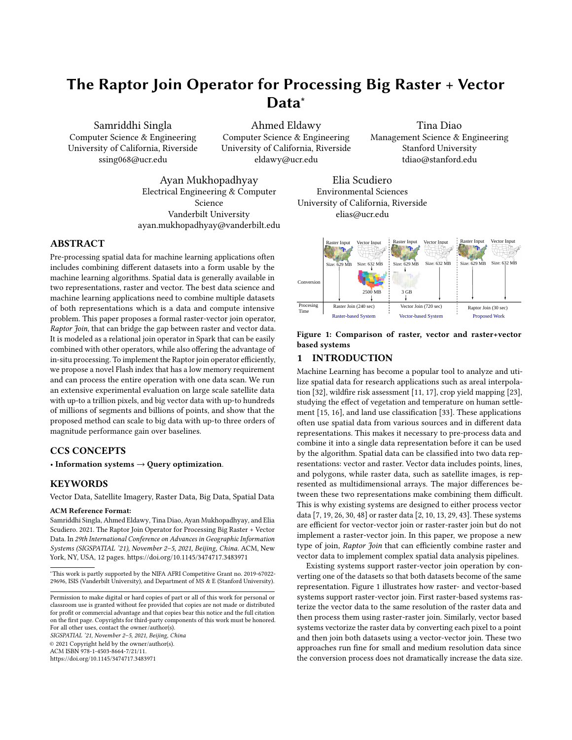# The Raptor Join Operator for Processing Big Raster + Vector Data*

Samriddhi Singla
Computer Science & Engineering
University of California, Riverside
ssing068@ucr.edu

Ahmed Eldawy
Computer Science & Engineering
University of California, Riverside
eldawy@ucr.edu

Tina Diao
Management Science & Engineering
Stanford University
tdiao@stanford.edu

Ayan Mukhopadhyay
Electrical Engineering & Computer Science
Vanderbilt University
ayan.mukhopadhyay@vanderbilt.edu

Elia Scudiero
Environmental Sciences
University of California, Riverside
elias@ucr.edu

## ABSTRACT

Pre-processing spatial data for machine learning applications often includes combining different datasets into a form usable by the machine learning algorithms. Spatial data is generally available in two representations, raster and vector. The best data science and machine learning applications need to combine multiple datasets of both representations which is a data and compute intensive problem. This paper proposes a formal raster-vector join operator, *Raptor Join*, that can bridge the gap between raster and vector data. It is modeled as a relational join operator in Spark that can be easily combined with other operators, while also offering the advantage of in-situ processing. To implement the Raptor join operator efficiently, we propose a novel Flash index that has a low memory requirement and can process the entire operation with one data scan. We run an extensive experimental evaluation on large scale satellite data with up-to a trillion pixels, and big vector data with up-to hundreds of millions of segments and billions of points, and show that the proposed method can scale to big data with up-to three orders of magnitude performance gain over baselines.

## CCS CONCEPTS

• **Information systems → Query optimization**.

## KEYWORDS

Vector Data, Satellite Imagery, Raster Data, Big Data, Spatial Data

**ACM Reference Format:**
Samriddhi Singla, Ahmed Eldawy, Tina Diao, Ayan Mukhopadhyay, and Elia Scudiero. 2021. The Raptor Join Operator for Processing Big Raster + Vector Data. In *29th International Conference on Advances in Geographic Information Systems (SIGSPATIAL '21), November 2–5, 2021, Beijing, China.* ACM, New York, NY, USA, 12 pages. https://doi.org/10.1145/3474717.3483971

*This work is partly supported by the NIFA AFRI Competitive Grant no. 2019-67022-29696, ISIS (Vanderbilt University), and Department of MS & E (Stanford University).

Permission to make digital or hard copies of part or all of this work for personal or classroom use is granted without fee provided that copies are not made or distributed for profit or commercial advantage and that copies bear this notice and the full citation on the first page. Copyrights for third-party components of this work must be honored. For all other uses, contact the owner/author(s).
*SIGSPATIAL '21, November 2–5, 2021, Beijing, China*
© 2021 Copyright held by the owner/author(s).
ACM ISBN 978-1-4503-8664-7/21/11.
https://doi.org/10.1145/3474717.3483971

Raster Input | Vector Input | Raster Input | Vector Input | Raster Input | Vector Input
Size: 629 MB | Size: 632 MB | Size: 629 MB | Size: 632 MB | Size: 629 MB | Size: 632 MB
Conversion: 2500 MB | 3 GB
Procesing Time: Raster Join (240 sec) — Raster-based System | Vector Join (720 sec) — Vector-based System | Raptor Join (30 sec) — Proposed Work

**Figure 1: Comparison of raster, vector and raster+vector based systems**

## 1 INTRODUCTION

Machine Learning has become a popular tool to analyze and utilize spatial data for research applications such as areal interpolation [32], wildfire risk assessment [11, 17], crop yield mapping [23], studying the effect of vegetation and temperature on human settlement [15, 16], and land use classification [33]. These applications often use spatial data from various sources and in different data representations. This makes it necessary to pre-process data and combine it into a single data representation before it can be used by the algorithm. Spatial data can be classified into two data representations: vector and raster. Vector data includes points, lines, and polygons, while raster data, such as satellite images, is represented as multidimensional arrays. The major differences between these two representations make combining them difficult. This is why existing systems are designed to either process vector data [7, 19, 26, 30, 48] or raster data [2, 10, 13, 29, 43]. These systems are efficient for vector-vector join or raster-raster join but do not implement a raster-vector join. In this paper, we propose a new type of join, *Raptor Join* that can efficiently combine raster and vector data to implement complex spatial data analysis pipelines.

Existing systems support raster-vector join operation by converting one of the datasets so that both datasets become of the same representation. Figure 1 illustrates how raster- and vector-based systems support raster-vector join. First raster-based systems rasterize the vector data to the same resolution of the raster data and then process them using raster-raster join. Similarly, vector based systems vectorize the raster data by converting each pixel to a point and then join both datasets using a vector-vector join. These two approaches run fine for small and medium resolution data since the conversion process does not dramatically increase the data size.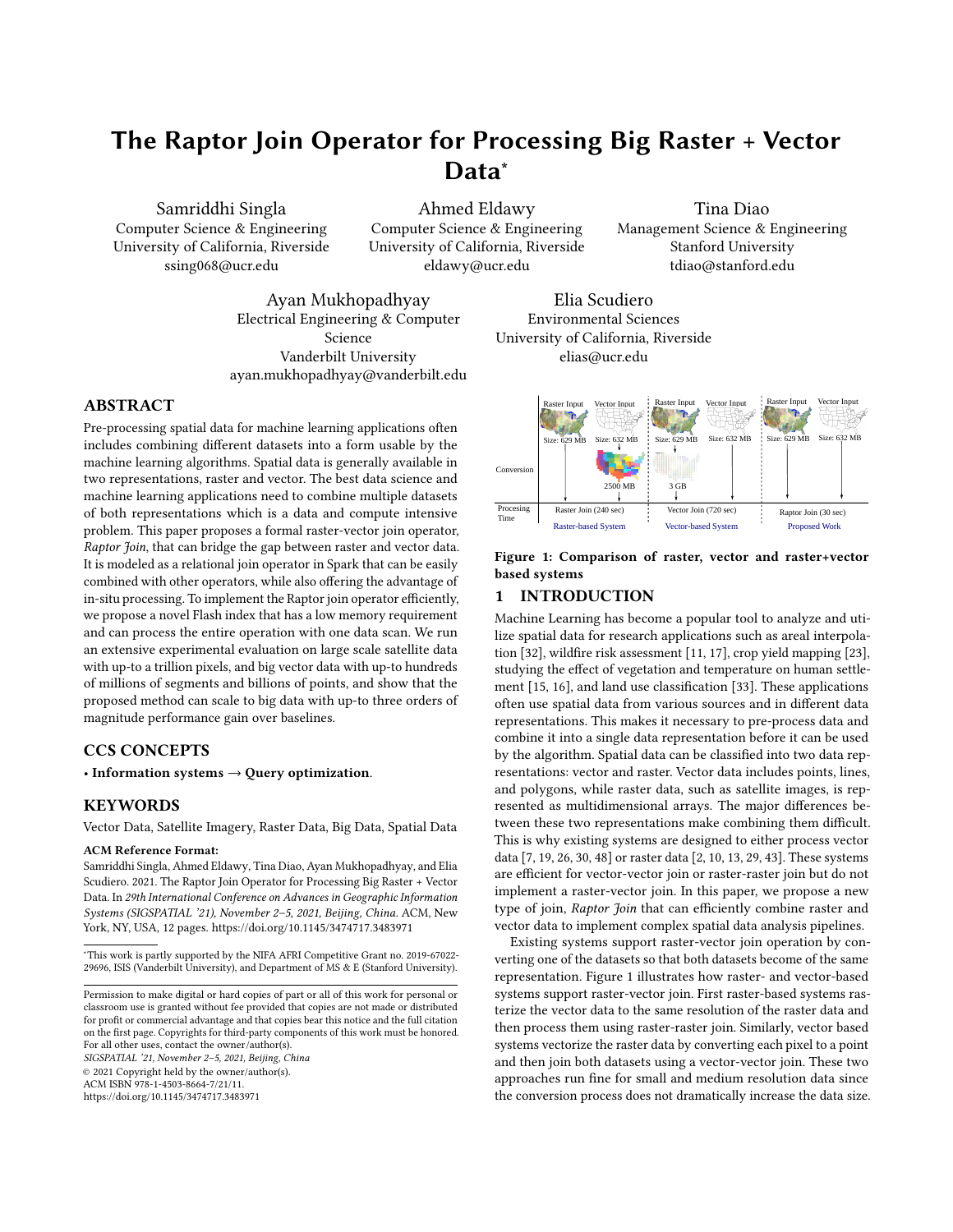# The Raptor Join Operator for Processing Big Raster + Vector Data*

Samriddhi Singla
Computer Science & Engineering
University of California, Riverside
ssing068@ucr.edu

Ahmed Eldawy
Computer Science & Engineering
University of California, Riverside
eldawy@ucr.edu

Tina Diao
Management Science & Engineering
Stanford University
tdiao@stanford.edu

Ayan Mukhopadhyay
Electrical Engineering & Computer Science
Vanderbilt University
ayan.mukhopadhyay@vanderbilt.edu

Elia Scudiero
Environmental Sciences
University of California, Riverside
elias@ucr.edu

## ABSTRACT

Pre-processing spatial data for machine learning applications often includes combining different datasets into a form usable by the machine learning algorithms. Spatial data is generally available in two representations, raster and vector. The best data science and machine learning applications need to combine multiple datasets of both representations which is a data and compute intensive problem. This paper proposes a formal raster-vector join operator, *Raptor Join*, that can bridge the gap between raster and vector data. It is modeled as a relational join operator in Spark that can be easily combined with other operators, while also offering the advantage of in-situ processing. To implement the Raptor join operator efficiently, we propose a novel Flash index that has a low memory requirement and can process the entire operation with one data scan. We run an extensive experimental evaluation on large scale satellite data with up-to a trillion pixels, and big vector data with up-to hundreds of millions of segments and billions of points, and show that the proposed method can scale to big data with up-to three orders of magnitude performance gain over baselines.

## CCS CONCEPTS

• **Information systems → Query optimization**.

## KEYWORDS

Vector Data, Satellite Imagery, Raster Data, Big Data, Spatial Data

**ACM Reference Format:**
Samriddhi Singla, Ahmed Eldawy, Tina Diao, Ayan Mukhopadhyay, and Elia Scudiero. 2021. The Raptor Join Operator for Processing Big Raster + Vector Data. In *29th International Conference on Advances in Geographic Information Systems (SIGSPATIAL '21), November 2–5, 2021, Beijing, China.* ACM, New York, NY, USA, 12 pages. https://doi.org/10.1145/3474717.3483971

*This work is partly supported by the NIFA AFRI Competitive Grant no. 2019-67022-29696, ISIS (Vanderbilt University), and Department of MS & E (Stanford University).

Permission to make digital or hard copies of part or all of this work for personal or classroom use is granted without fee provided that copies are not made or distributed for profit or commercial advantage and that copies bear this notice and the full citation on the first page. Copyrights for third-party components of this work must be honored. For all other uses, contact the owner/author(s).
*SIGSPATIAL '21, November 2–5, 2021, Beijing, China*
© 2021 Copyright held by the owner/author(s).
ACM ISBN 978-1-4503-8664-7/21/11.
https://doi.org/10.1145/3474717.3483971

**Figure 1: Comparison of raster, vector and raster+vector based systems**

## 1 INTRODUCTION

Machine Learning has become a popular tool to analyze and utilize spatial data for research applications such as areal interpolation [32], wildfire risk assessment [11, 17], crop yield mapping [23], studying the effect of vegetation and temperature on human settlement [15, 16], and land use classification [33]. These applications often use spatial data from various sources and in different data representations. This makes it necessary to pre-process data and combine it into a single data representation before it can be used by the algorithm. Spatial data can be classified into two data representations: vector and raster. Vector data includes points, lines, and polygons, while raster data, such as satellite images, is represented as multidimensional arrays. The major differences between these two representations make combining them difficult. This is why existing systems are designed to either process vector data [7, 19, 26, 30, 48] or raster data [2, 10, 13, 29, 43]. These systems are efficient for vector-vector join or raster-raster join but do not implement a raster-vector join. In this paper, we propose a new type of join, *Raptor Join* that can efficiently combine raster and vector data to implement complex spatial data analysis pipelines.

Existing systems support raster-vector join operation by converting one of the datasets so that both datasets become of the same representation. Figure 1 illustrates how raster- and vector-based systems support raster-vector join. First raster-based systems rasterize the vector data to the same resolution of the raster data and then process them using raster-raster join. Similarly, vector based systems vectorize the raster data by converting each pixel to a point and then join both datasets using a vector-vector join. These two approaches run fine for small and medium resolution data since the conversion process does not dramatically increase the data size.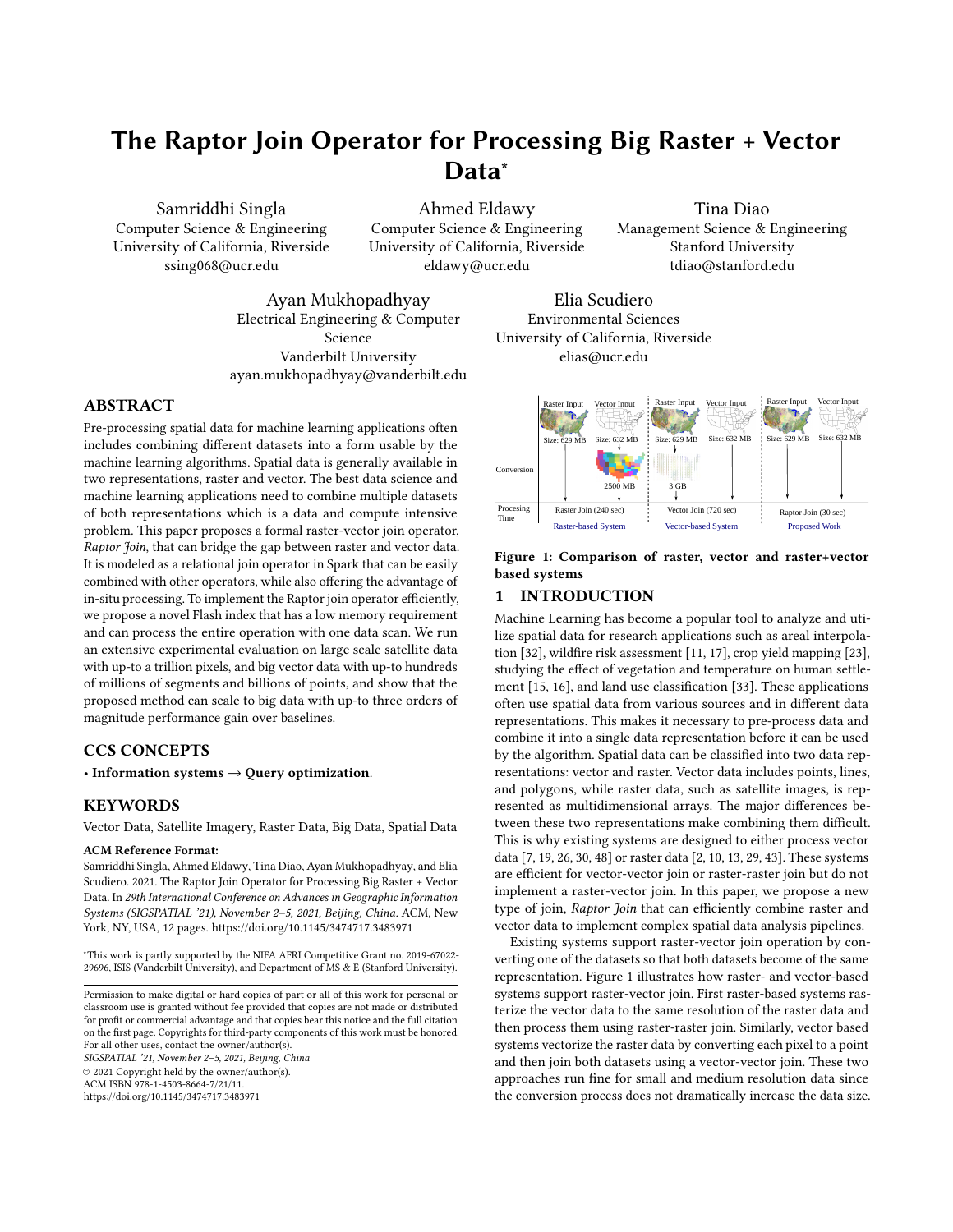# The Raptor Join Operator for Processing Big Raster + Vector Data*

Samriddhi Singla
Computer Science & Engineering
University of California, Riverside
ssing068@ucr.edu

Ahmed Eldawy
Computer Science & Engineering
University of California, Riverside
eldawy@ucr.edu

Tina Diao
Management Science & Engineering
Stanford University
tdiao@stanford.edu

Ayan Mukhopadhyay
Electrical Engineering & Computer Science
Vanderbilt University
ayan.mukhopadhyay@vanderbilt.edu

Elia Scudiero
Environmental Sciences
University of California, Riverside
elias@ucr.edu

## ABSTRACT

Pre-processing spatial data for machine learning applications often includes combining different datasets into a form usable by the machine learning algorithms. Spatial data is generally available in two representations, raster and vector. The best data science and machine learning applications need to combine multiple datasets of both representations which is a data and compute intensive problem. This paper proposes a formal raster-vector join operator, *Raptor Join*, that can bridge the gap between raster and vector data. It is modeled as a relational join operator in Spark that can be easily combined with other operators, while also offering the advantage of in-situ processing. To implement the Raptor join operator efficiently, we propose a novel Flash index that has a low memory requirement and can process the entire operation with one data scan. We run an extensive experimental evaluation on large scale satellite data with up-to a trillion pixels, and big vector data with up-to hundreds of millions of segments and billions of points, and show that the proposed method can scale to big data with up-to three orders of magnitude performance gain over baselines.

## CCS CONCEPTS

• **Information systems → Query optimization**.

## KEYWORDS

Vector Data, Satellite Imagery, Raster Data, Big Data, Spatial Data

**ACM Reference Format:**
Samriddhi Singla, Ahmed Eldawy, Tina Diao, Ayan Mukhopadhyay, and Elia Scudiero. 2021. The Raptor Join Operator for Processing Big Raster + Vector Data. In *29th International Conference on Advances in Geographic Information Systems (SIGSPATIAL '21), November 2–5, 2021, Beijing, China.* ACM, New York, NY, USA, 12 pages. https://doi.org/10.1145/3474717.3483971

*This work is partly supported by the NIFA AFRI Competitive Grant no. 2019-67022-29696, ISIS (Vanderbilt University), and Department of MS & E (Stanford University).

Permission to make digital or hard copies of part or all of this work for personal or classroom use is granted without fee provided that copies are not made or distributed for profit or commercial advantage and that copies bear this notice and the full citation on the first page. Copyrights for third-party components of this work must be honored. For all other uses, contact the owner/author(s).
*SIGSPATIAL '21, November 2–5, 2021, Beijing, China*
© 2021 Copyright held by the owner/author(s).
ACM ISBN 978-1-4503-8664-7/21/11.
https://doi.org/10.1145/3474717.3483971

**Figure 1: Comparison of raster, vector and raster+vector based systems**

## 1 INTRODUCTION

Machine Learning has become a popular tool to analyze and utilize spatial data for research applications such as areal interpolation [32], wildfire risk assessment [11, 17], crop yield mapping [23], studying the effect of vegetation and temperature on human settlement [15, 16], and land use classification [33]. These applications often use spatial data from various sources and in different data representations. This makes it necessary to pre-process data and combine it into a single data representation before it can be used by the algorithm. Spatial data can be classified into two data representations: vector and raster. Vector data includes points, lines, and polygons, while raster data, such as satellite images, is represented as multidimensional arrays. The major differences between these two representations make combining them difficult. This is why existing systems are designed to either process vector data [7, 19, 26, 30, 48] or raster data [2, 10, 13, 29, 43]. These systems are efficient for vector-vector join or raster-raster join but do not implement a raster-vector join. In this paper, we propose a new type of join, *Raptor Join* that can efficiently combine raster and vector data to implement complex spatial data analysis pipelines.

Existing systems support raster-vector join operation by converting one of the datasets so that both datasets become of the same representation. Figure 1 illustrates how raster- and vector-based systems support raster-vector join. First raster-based systems rasterize the vector data to the same resolution of the raster data and then process them using raster-raster join. Similarly, vector based systems vectorize the raster data by converting each pixel to a point and then join both datasets using a vector-vector join. These two approaches run fine for small and medium resolution data since the conversion process does not dramatically increase the data size.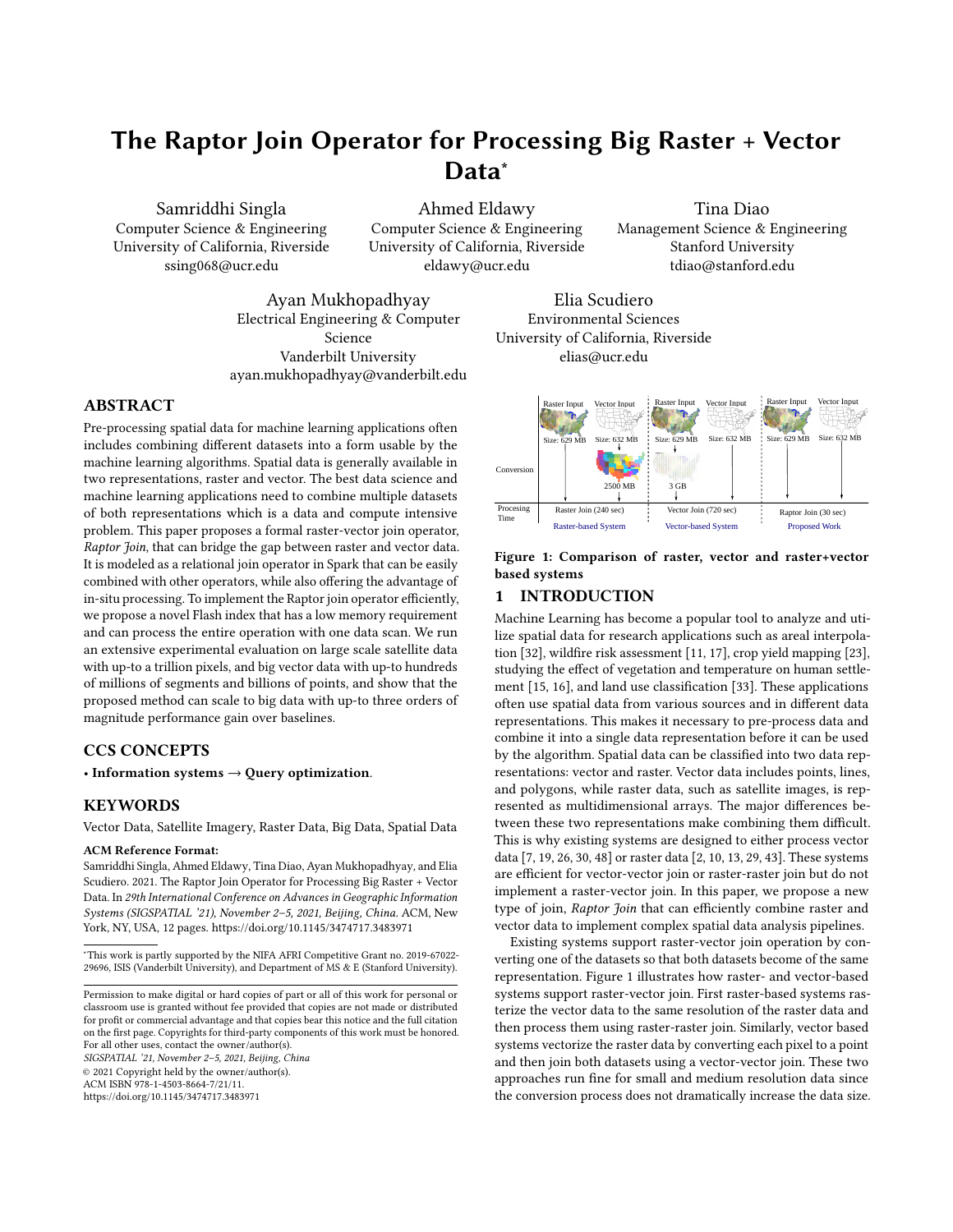# The Raptor Join Operator for Processing Big Raster + Vector Data*

Samriddhi Singla
Computer Science & Engineering
University of California, Riverside
ssing068@ucr.edu

Ahmed Eldawy
Computer Science & Engineering
University of California, Riverside
eldawy@ucr.edu

Tina Diao
Management Science & Engineering
Stanford University
tdiao@stanford.edu

Ayan Mukhopadhyay
Electrical Engineering & Computer Science
Vanderbilt University
ayan.mukhopadhyay@vanderbilt.edu

Elia Scudiero
Environmental Sciences
University of California, Riverside
elias@ucr.edu

## ABSTRACT

Pre-processing spatial data for machine learning applications often includes combining different datasets into a form usable by the machine learning algorithms. Spatial data is generally available in two representations, raster and vector. The best data science and machine learning applications need to combine multiple datasets of both representations which is a data and compute intensive problem. This paper proposes a formal raster-vector join operator, *Raptor Join*, that can bridge the gap between raster and vector data. It is modeled as a relational join operator in Spark that can be easily combined with other operators, while also offering the advantage of in-situ processing. To implement the Raptor join operator efficiently, we propose a novel Flash index that has a low memory requirement and can process the entire operation with one data scan. We run an extensive experimental evaluation on large scale satellite data with up-to a trillion pixels, and big vector data with up-to hundreds of millions of segments and billions of points, and show that the proposed method can scale to big data with up-to three orders of magnitude performance gain over baselines.

## CCS CONCEPTS

• **Information systems** → **Query optimization**.

## KEYWORDS

Vector Data, Satellite Imagery, Raster Data, Big Data, Spatial Data

**ACM Reference Format:**
Samriddhi Singla, Ahmed Eldawy, Tina Diao, Ayan Mukhopadhyay, and Elia Scudiero. 2021. The Raptor Join Operator for Processing Big Raster + Vector Data. In *29th International Conference on Advances in Geographic Information Systems (SIGSPATIAL '21), November 2–5, 2021, Beijing, China.* ACM, New York, NY, USA, 12 pages. https://doi.org/10.1145/3474717.3483971

*This work is partly supported by the NIFA AFRI Competitive Grant no. 2019-67022-29696, ISIS (Vanderbilt University), and Department of MS & E (Stanford University).

Permission to make digital or hard copies of part or all of this work for personal or classroom use is granted without fee provided that copies are not made or distributed for profit or commercial advantage and that copies bear this notice and the full citation on the first page. Copyrights for third-party components of this work must be honored. For all other uses, contact the owner/author(s).
*SIGSPATIAL '21, November 2–5, 2021, Beijing, China*
© 2021 Copyright held by the owner/author(s).
ACM ISBN 978-1-4503-8664-7/21/11.
https://doi.org/10.1145/3474717.3483971

**Figure 1: Comparison of raster, vector and raster+vector based systems**

## 1 INTRODUCTION

Machine Learning has become a popular tool to analyze and utilize spatial data for research applications such as areal interpolation [32], wildfire risk assessment [11, 17], crop yield mapping [23], studying the effect of vegetation and temperature on human settlement [15, 16], and land use classification [33]. These applications often use spatial data from various sources and in different data representations. This makes it necessary to pre-process data and combine it into a single data representation before it can be used by the algorithm. Spatial data can be classified into two data representations: vector and raster. Vector data includes points, lines, and polygons, while raster data, such as satellite images, is represented as multidimensional arrays. The major differences between these two representations make combining them difficult. This is why existing systems are designed to either process vector data [7, 19, 26, 30, 48] or raster data [2, 10, 13, 29, 43]. These systems are efficient for vector-vector join or raster-raster join but do not implement a raster-vector join. In this paper, we propose a new type of join, *Raptor Join* that can efficiently combine raster and vector data to implement complex spatial data analysis pipelines.

Existing systems support raster-vector join operation by converting one of the datasets so that both datasets become of the same representation. Figure 1 illustrates how raster- and vector-based systems support raster-vector join. First raster-based systems rasterize the vector data to the same resolution of the raster data and then process them using raster-raster join. Similarly, vector based systems vectorize the raster data by converting each pixel to a point and then join both datasets using a vector-vector join. These two approaches run fine for small and medium resolution data since the conversion process does not dramatically increase the data size.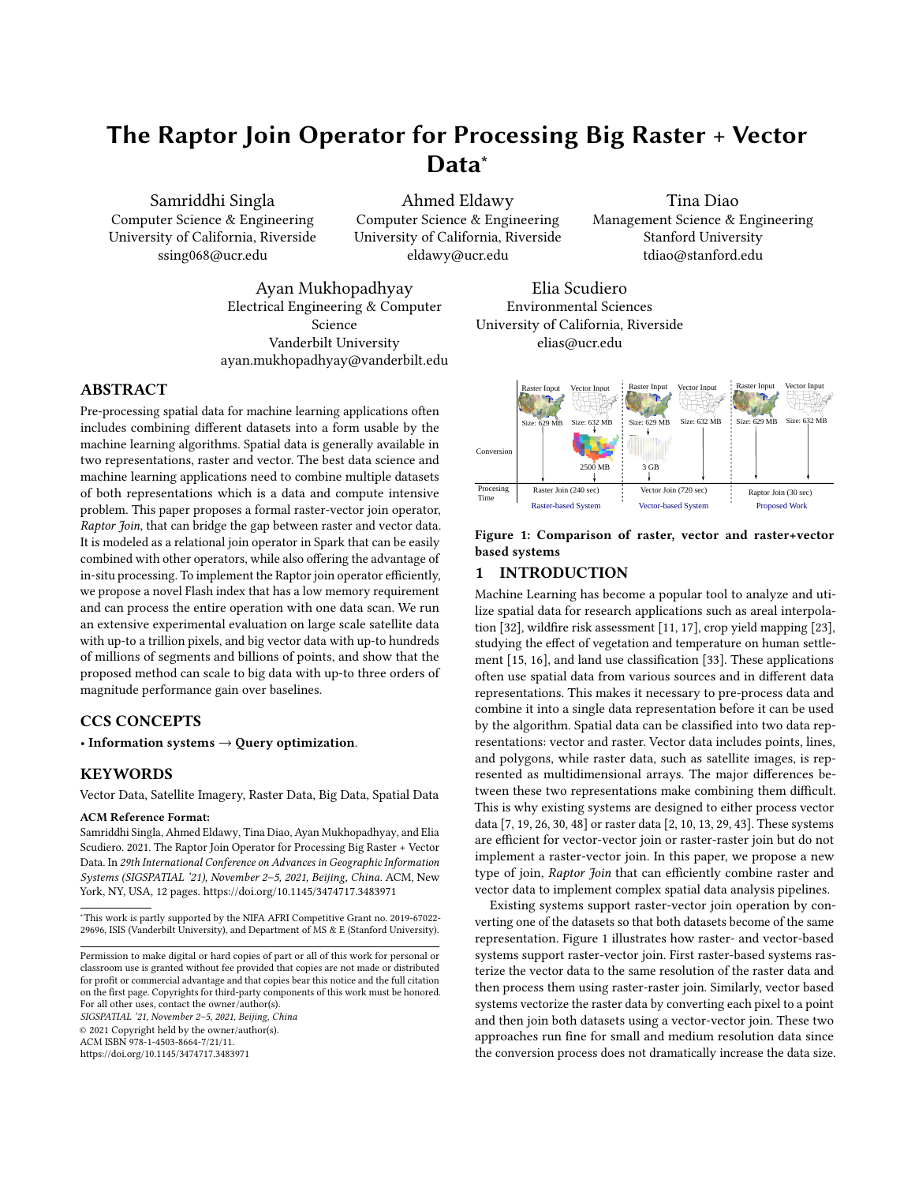# The Raptor Join Operator for Processing Big Raster + Vector Data*

Samriddhi Singla
Computer Science & Engineering
University of California, Riverside
ssing068@ucr.edu

Ahmed Eldawy
Computer Science & Engineering
University of California, Riverside
eldawy@ucr.edu

Tina Diao
Management Science & Engineering
Stanford University
tdiao@stanford.edu

Ayan Mukhopadhyay
Electrical Engineering & Computer Science
Vanderbilt University
ayan.mukhopadhyay@vanderbilt.edu

Elia Scudiero
Environmental Sciences
University of California, Riverside
elias@ucr.edu

## ABSTRACT

Pre-processing spatial data for machine learning applications often includes combining different datasets into a form usable by the machine learning algorithms. Spatial data is generally available in two representations, raster and vector. The best data science and machine learning applications need to combine multiple datasets of both representations which is a data and compute intensive problem. This paper proposes a formal raster-vector join operator, *Raptor Join*, that can bridge the gap between raster and vector data. It is modeled as a relational join operator in Spark that can be easily combined with other operators, while also offering the advantage of in-situ processing. To implement the Raptor join operator efficiently, we propose a novel Flash index that has a low memory requirement and can process the entire operation with one data scan. We run an extensive experimental evaluation on large scale satellite data with up-to a trillion pixels, and big vector data with up-to hundreds of millions of segments and billions of points, and show that the proposed method can scale to big data with up-to three orders of magnitude performance gain over baselines.

## CCS CONCEPTS

• **Information systems** → **Query optimization**.

## KEYWORDS

Vector Data, Satellite Imagery, Raster Data, Big Data, Spatial Data

**ACM Reference Format:**
Samriddhi Singla, Ahmed Eldawy, Tina Diao, Ayan Mukhopadhyay, and Elia Scudiero. 2021. The Raptor Join Operator for Processing Big Raster + Vector Data. In *29th International Conference on Advances in Geographic Information Systems (SIGSPATIAL '21), November 2–5, 2021, Beijing, China.* ACM, New York, NY, USA, 12 pages. https://doi.org/10.1145/3474717.3483971

*This work is partly supported by the NIFA AFRI Competitive Grant no. 2019-67022-29696, ISIS (Vanderbilt University), and Department of MS & E (Stanford University).

Permission to make digital or hard copies of part or all of this work for personal or classroom use is granted without fee provided that copies are not made or distributed for profit or commercial advantage and that copies bear this notice and the full citation on the first page. Copyrights for third-party components of this work must be honored. For all other uses, contact the owner/author(s).
*SIGSPATIAL '21, November 2–5, 2021, Beijing, China*
© 2021 Copyright held by the owner/author(s).
ACM ISBN 978-1-4503-8664-7/21/11.
https://doi.org/10.1145/3474717.3483971

**Figure 1: Comparison of raster, vector and raster+vector based systems**

## 1 INTRODUCTION

Machine Learning has become a popular tool to analyze and utilize spatial data for research applications such as areal interpolation [32], wildfire risk assessment [11, 17], crop yield mapping [23], studying the effect of vegetation and temperature on human settlement [15, 16], and land use classification [33]. These applications often use spatial data from various sources and in different data representations. This makes it necessary to pre-process data and combine it into a single data representation before it can be used by the algorithm. Spatial data can be classified into two data representations: vector and raster. Vector data includes points, lines, and polygons, while raster data, such as satellite images, is represented as multidimensional arrays. The major differences between these two representations make combining them difficult. This is why existing systems are designed to either process vector data [7, 19, 26, 30, 48] or raster data [2, 10, 13, 29, 43]. These systems are efficient for vector-vector join or raster-raster join but do not implement a raster-vector join. In this paper, we propose a new type of join, *Raptor Join* that can efficiently combine raster and vector data to implement complex spatial data analysis pipelines.

Existing systems support raster-vector join operation by converting one of the datasets so that both datasets become of the same representation. Figure 1 illustrates how raster- and vector-based systems support raster-vector join. First raster-based systems rasterize the vector data to the same resolution of the raster data and then process them using raster-raster join. Similarly, vector based systems vectorize the raster data by converting each pixel to a point and then join both datasets using a vector-vector join. These two approaches run fine for small and medium resolution data since the conversion process does not dramatically increase the data size.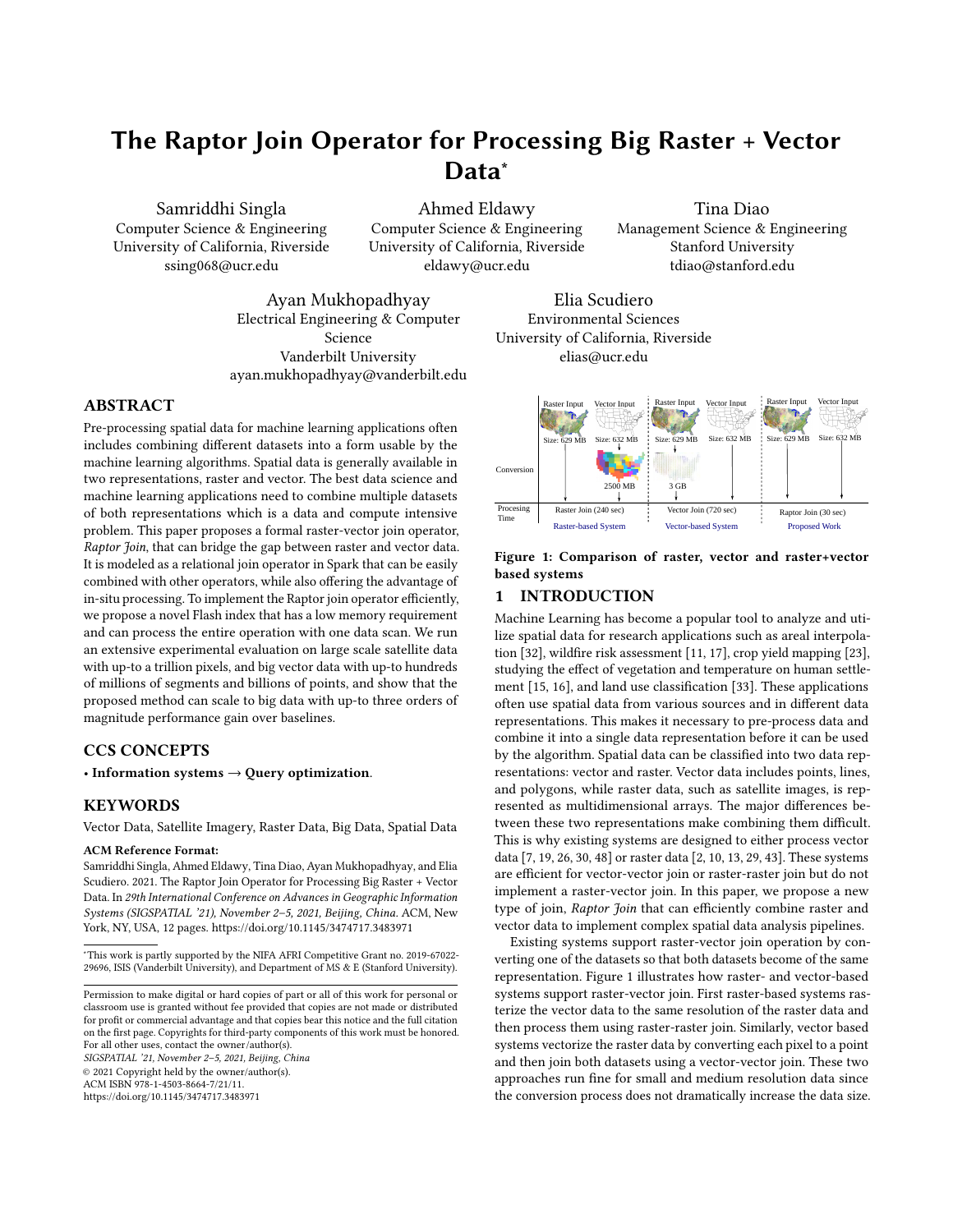# The Raptor Join Operator for Processing Big Raster + Vector Data*

Samriddhi Singla
Computer Science & Engineering
University of California, Riverside
ssing068@ucr.edu

Ahmed Eldawy
Computer Science & Engineering
University of California, Riverside
eldawy@ucr.edu

Tina Diao
Management Science & Engineering
Stanford University
tdiao@stanford.edu

Ayan Mukhopadhyay
Electrical Engineering & Computer Science
Vanderbilt University
ayan.mukhopadhyay@vanderbilt.edu

Elia Scudiero
Environmental Sciences
University of California, Riverside
elias@ucr.edu

## ABSTRACT

Pre-processing spatial data for machine learning applications often includes combining different datasets into a form usable by the machine learning algorithms. Spatial data is generally available in two representations, raster and vector. The best data science and machine learning applications need to combine multiple datasets of both representations which is a data and compute intensive problem. This paper proposes a formal raster-vector join operator, *Raptor Join*, that can bridge the gap between raster and vector data. It is modeled as a relational join operator in Spark that can be easily combined with other operators, while also offering the advantage of in-situ processing. To implement the Raptor join operator efficiently, we propose a novel Flash index that has a low memory requirement and can process the entire operation with one data scan. We run an extensive experimental evaluation on large scale satellite data with up-to a trillion pixels, and big vector data with up-to hundreds of millions of segments and billions of points, and show that the proposed method can scale to big data with up-to three orders of magnitude performance gain over baselines.

## CCS CONCEPTS

• **Information systems → Query optimization.**

## KEYWORDS

Vector Data, Satellite Imagery, Raster Data, Big Data, Spatial Data

**ACM Reference Format:**
Samriddhi Singla, Ahmed Eldawy, Tina Diao, Ayan Mukhopadhyay, and Elia Scudiero. 2021. The Raptor Join Operator for Processing Big Raster + Vector Data. In *29th International Conference on Advances in Geographic Information Systems (SIGSPATIAL '21), November 2–5, 2021, Beijing, China.* ACM, New York, NY, USA, 12 pages. https://doi.org/10.1145/3474717.3483971

*This work is partly supported by the NIFA AFRI Competitive Grant no. 2019-67022-29696, ISIS (Vanderbilt University), and Department of MS & E (Stanford University).

Permission to make digital or hard copies of part or all of this work for personal or classroom use is granted without fee provided that copies are not made or distributed for profit or commercial advantage and that copies bear this notice and the full citation on the first page. Copyrights for third-party components of this work must be honored. For all other uses, contact the owner/author(s).
*SIGSPATIAL '21, November 2–5, 2021, Beijing, China*
© 2021 Copyright held by the owner/author(s).
ACM ISBN 978-1-4503-8664-7/21/11.
https://doi.org/10.1145/3474717.3483971

**Figure 1: Comparison of raster, vector and raster+vector based systems**

## 1 INTRODUCTION

Machine Learning has become a popular tool to analyze and utilize spatial data for research applications such as areal interpolation [32], wildfire risk assessment [11, 17], crop yield mapping [23], studying the effect of vegetation and temperature on human settlement [15, 16], and land use classification [33]. These applications often use spatial data from various sources and in different data representations. This makes it necessary to pre-process data and combine it into a single data representation before it can be used by the algorithm. Spatial data can be classified into two data representations: vector and raster. Vector data includes points, lines, and polygons, while raster data, such as satellite images, is represented as multidimensional arrays. The major differences between these two representations make combining them difficult. This is why existing systems are designed to either process vector data [7, 19, 26, 30, 48] or raster data [2, 10, 13, 29, 43]. These systems are efficient for vector-vector join or raster-raster join but do not implement a raster-vector join. In this paper, we propose a new type of join, *Raptor Join* that can efficiently combine raster and vector data to implement complex spatial data analysis pipelines.

Existing systems support raster-vector join operation by converting one of the datasets so that both datasets become of the same representation. Figure 1 illustrates how raster- and vector-based systems support raster-vector join. First raster-based systems rasterize the vector data to the same resolution of the raster data and then process them using raster-raster join. Similarly, vector based systems vectorize the raster data by converting each pixel to a point and then join both datasets using a vector-vector join. These two approaches run fine for small and medium resolution data since the conversion process does not dramatically increase the data size.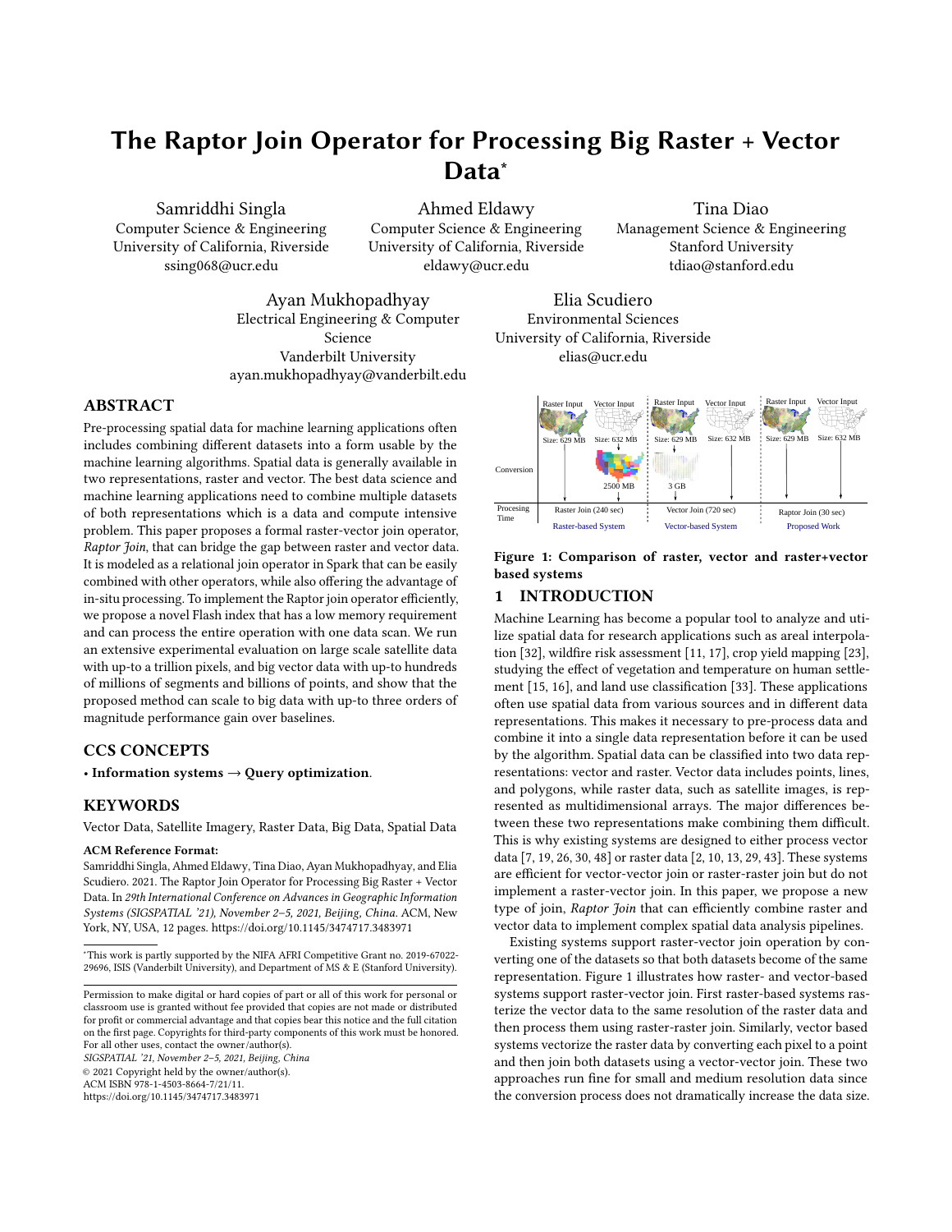# The Raptor Join Operator for Processing Big Raster + Vector Data*

Samriddhi Singla
Computer Science & Engineering
University of California, Riverside
ssing068@ucr.edu

Ahmed Eldawy
Computer Science & Engineering
University of California, Riverside
eldawy@ucr.edu

Tina Diao
Management Science & Engineering
Stanford University
tdiao@stanford.edu

Ayan Mukhopadhyay
Electrical Engineering & Computer Science
Vanderbilt University
ayan.mukhopadhyay@vanderbilt.edu

Elia Scudiero
Environmental Sciences
University of California, Riverside
elias@ucr.edu

## ABSTRACT

Pre-processing spatial data for machine learning applications often includes combining different datasets into a form usable by the machine learning algorithms. Spatial data is generally available in two representations, raster and vector. The best data science and machine learning applications need to combine multiple datasets of both representations which is a data and compute intensive problem. This paper proposes a formal raster-vector join operator, *Raptor Join*, that can bridge the gap between raster and vector data. It is modeled as a relational join operator in Spark that can be easily combined with other operators, while also offering the advantage of in-situ processing. To implement the Raptor join operator efficiently, we propose a novel Flash index that has a low memory requirement and can process the entire operation with one data scan. We run an extensive experimental evaluation on large scale satellite data with up-to a trillion pixels, and big vector data with up-to hundreds of millions of segments and billions of points, and show that the proposed method can scale to big data with up-to three orders of magnitude performance gain over baselines.

## CCS CONCEPTS

• **Information systems → Query optimization**.

## KEYWORDS

Vector Data, Satellite Imagery, Raster Data, Big Data, Spatial Data

**ACM Reference Format:**
Samriddhi Singla, Ahmed Eldawy, Tina Diao, Ayan Mukhopadhyay, and Elia Scudiero. 2021. The Raptor Join Operator for Processing Big Raster + Vector Data. In *29th International Conference on Advances in Geographic Information Systems (SIGSPATIAL '21), November 2–5, 2021, Beijing, China.* ACM, New York, NY, USA, 12 pages. https://doi.org/10.1145/3474717.3483971

*This work is partly supported by the NIFA AFRI Competitive Grant no. 2019-67022-29696, ISIS (Vanderbilt University), and Department of MS & E (Stanford University).

Permission to make digital or hard copies of part or all of this work for personal or classroom use is granted without fee provided that copies are not made or distributed for profit or commercial advantage and that copies bear this notice and the full citation on the first page. Copyrights for third-party components of this work must be honored. For all other uses, contact the owner/author(s).
*SIGSPATIAL '21, November 2–5, 2021, Beijing, China*
© 2021 Copyright held by the owner/author(s).
ACM ISBN 978-1-4503-8664-7/21/11.
https://doi.org/10.1145/3474717.3483971

| | Raster Input | Vector Input | Raster Input | Vector Input | Raster Input | Vector Input |
|---|---|---|---|---|---|---|
| | Size: 629 MB | Size: 632 MB | Size: 629 MB | Size: 632 MB | Size: 629 MB | Size: 632 MB |
| Conversion | | 2500 MB | 3 GB | | | |
| Procesing Time | Raster Join (240 sec) | | Vector Join (720 sec) | | Raster Join (30 sec) | |
| | Raster-based System | | Vector-based System | | Proposed Work | |

**Figure 1: Comparison of raster, vector and raster+vector based systems**

## 1 INTRODUCTION

Machine Learning has become a popular tool to analyze and utilize spatial data for research applications such as areal interpolation [32], wildfire risk assessment [11, 17], crop yield mapping [23], studying the effect of vegetation and temperature on human settlement [15, 16], and land use classification [33]. These applications often use spatial data from various sources and in different data representations. This makes it necessary to pre-process data and combine it into a single data representation before it can be used by the algorithm. Spatial data can be classified into two data representations: vector and raster. Vector data includes points, lines, and polygons, while raster data, such as satellite images, is represented as multidimensional arrays. The major differences between these two representations make combining them difficult. This is why existing systems are designed to either process vector data [7, 19, 26, 30, 48] or raster data [2, 10, 13, 29, 43]. These systems are efficient for vector-vector join or raster-raster join but do not implement a raster-vector join. In this paper, we propose a new type of join, *Raptor Join* that can efficiently combine raster and vector data to implement complex spatial data analysis pipelines.

Existing systems support raster-vector join operation by converting one of the datasets so that both datasets become of the same representation. Figure 1 illustrates how raster- and vector-based systems support raster-vector join. First raster-based systems rasterize the vector data to the same resolution of the raster data and then process them using raster-raster join. Similarly, vector based systems vectorize the raster data by converting each pixel to a point and then join both datasets using a vector-vector join. These two approaches run fine for small and medium resolution data since the conversion process does not dramatically increase the data size.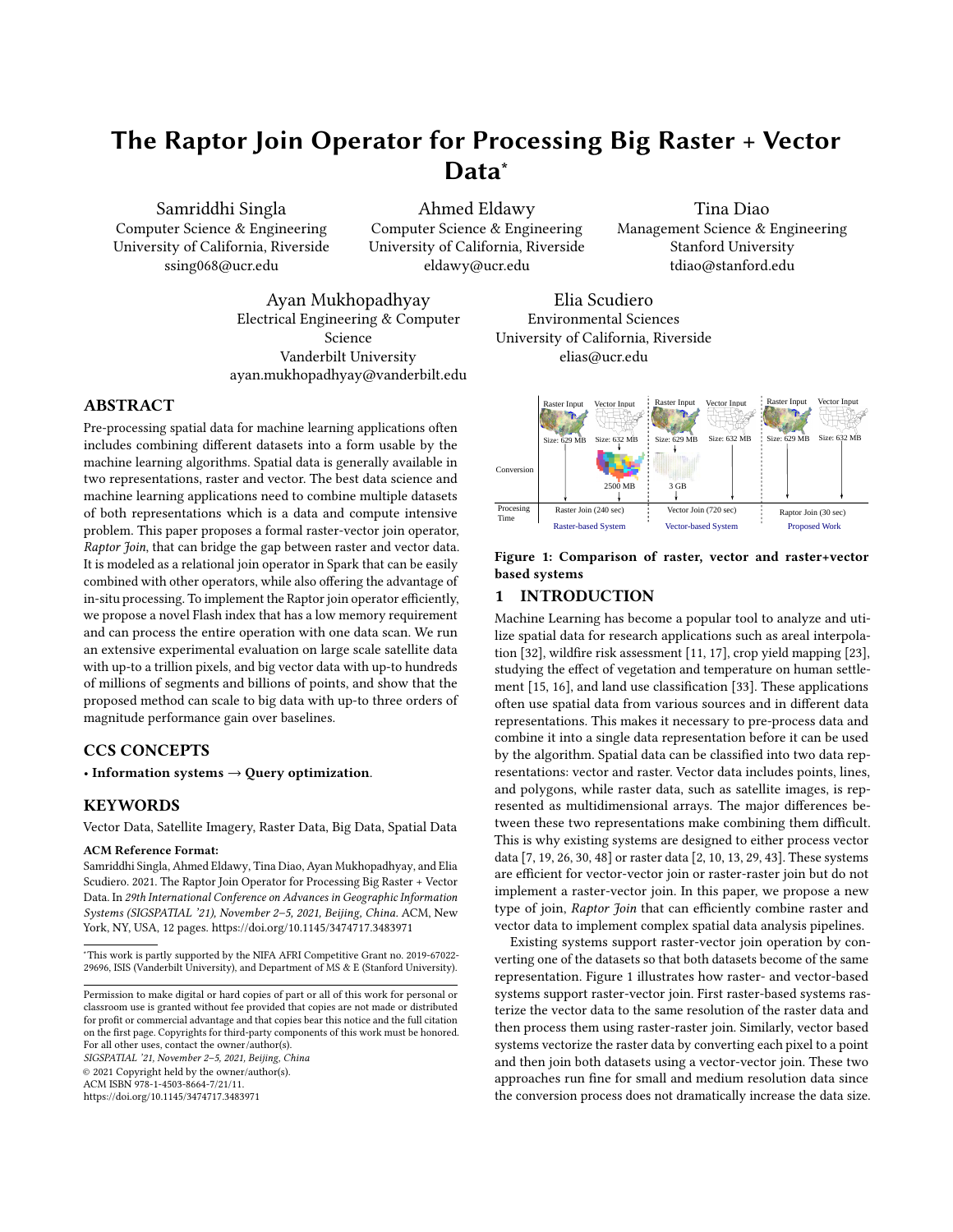# The Raptor Join Operator for Processing Big Raster + Vector Data*

Samriddhi Singla
Computer Science & Engineering
University of California, Riverside
ssing068@ucr.edu

Ahmed Eldawy
Computer Science & Engineering
University of California, Riverside
eldawy@ucr.edu

Tina Diao
Management Science & Engineering
Stanford University
tdiao@stanford.edu

Ayan Mukhopadhyay
Electrical Engineering & Computer Science
Vanderbilt University
ayan.mukhopadhyay@vanderbilt.edu

Elia Scudiero
Environmental Sciences
University of California, Riverside
elias@ucr.edu

## ABSTRACT

Pre-processing spatial data for machine learning applications often includes combining different datasets into a form usable by the machine learning algorithms. Spatial data is generally available in two representations, raster and vector. The best data science and machine learning applications need to combine multiple datasets of both representations which is a data and compute intensive problem. This paper proposes a formal raster-vector join operator, *Raptor Join*, that can bridge the gap between raster and vector data. It is modeled as a relational join operator in Spark that can be easily combined with other operators, while also offering the advantage of in-situ processing. To implement the Raptor join operator efficiently, we propose a novel Flash index that has a low memory requirement and can process the entire operation with one data scan. We run an extensive experimental evaluation on large scale satellite data with up-to a trillion pixels, and big vector data with up-to hundreds of millions of segments and billions of points, and show that the proposed method can scale to big data with up-to three orders of magnitude performance gain over baselines.

## CCS CONCEPTS

• **Information systems → Query optimization**.

## KEYWORDS

Vector Data, Satellite Imagery, Raster Data, Big Data, Spatial Data

**ACM Reference Format:**
Samriddhi Singla, Ahmed Eldawy, Tina Diao, Ayan Mukhopadhyay, and Elia Scudiero. 2021. The Raptor Join Operator for Processing Big Raster + Vector Data. In *29th International Conference on Advances in Geographic Information Systems (SIGSPATIAL '21), November 2–5, 2021, Beijing, China.* ACM, New York, NY, USA, 12 pages. https://doi.org/10.1145/3474717.3483971

*This work is partly supported by the NIFA AFRI Competitive Grant no. 2019-67022-29696, ISIS (Vanderbilt University), and Department of MS & E (Stanford University).

Permission to make digital or hard copies of part or all of this work for personal or classroom use is granted without fee provided that copies are not made or distributed for profit or commercial advantage and that copies bear this notice and the full citation on the first page. Copyrights for third-party components of this work must be honored. For all other uses, contact the owner/author(s).
*SIGSPATIAL '21, November 2–5, 2021, Beijing, China*
© 2021 Copyright held by the owner/author(s).
ACM ISBN 978-1-4503-8664-7/21/11.
https://doi.org/10.1145/3474717.3483971

**Figure 1: Comparison of raster, vector and raster+vector based systems**

## 1 INTRODUCTION

Machine Learning has become a popular tool to analyze and utilize spatial data for research applications such as areal interpolation [32], wildfire risk assessment [11, 17], crop yield mapping [23], studying the effect of vegetation and temperature on human settlement [15, 16], and land use classification [33]. These applications often use spatial data from various sources and in different data representations. This makes it necessary to pre-process data and combine it into a single data representation before it can be used by the algorithm. Spatial data can be classified into two data representations: vector and raster. Vector data includes points, lines, and polygons, while raster data, such as satellite images, is represented as multidimensional arrays. The major differences between these two representations make combining them difficult. This is why existing systems are designed to either process vector data [7, 19, 26, 30, 48] or raster data [2, 10, 13, 29, 43]. These systems are efficient for vector-vector join or raster-raster join but do not implement a raster-vector join. In this paper, we propose a new type of join, *Raptor Join* that can efficiently combine raster and vector data to implement complex spatial data analysis pipelines.

Existing systems support raster-vector join operation by converting one of the datasets so that both datasets become of the same representation. Figure 1 illustrates how raster- and vector-based systems support raster-vector join. First raster-based systems rasterize the vector data to the same resolution of the raster data and then process them using raster-raster join. Similarly, vector based systems vectorize the raster data by converting each pixel to a point and then join both datasets using a vector-vector join. These two approaches run fine for small and medium resolution data since the conversion process does not dramatically increase the data size.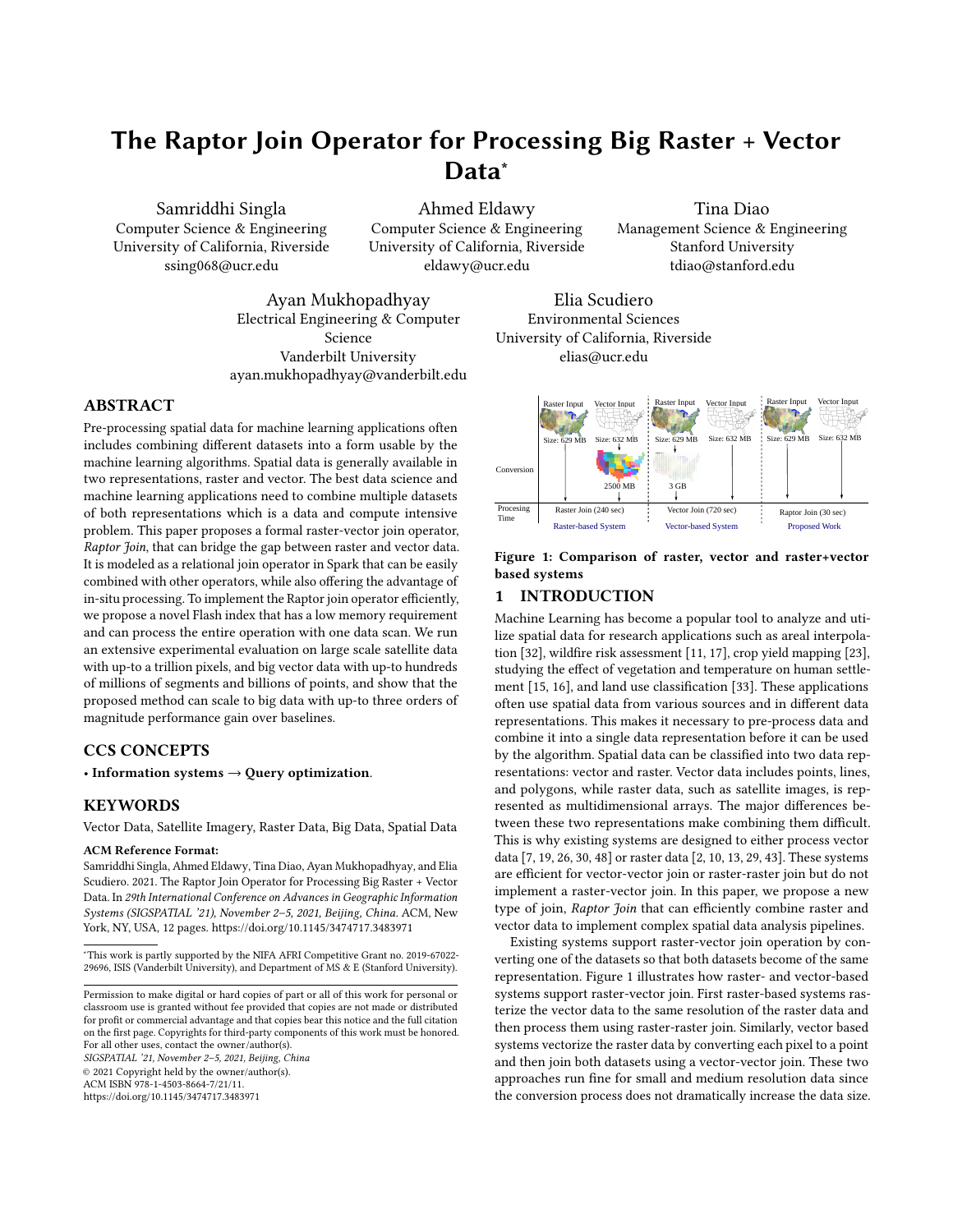# The Raptor Join Operator for Processing Big Raster + Vector Data*

Samriddhi Singla
Computer Science & Engineering
University of California, Riverside
ssing068@ucr.edu

Ahmed Eldawy
Computer Science & Engineering
University of California, Riverside
eldawy@ucr.edu

Tina Diao
Management Science & Engineering
Stanford University
tdiao@stanford.edu

Ayan Mukhopadhyay
Electrical Engineering & Computer Science
Vanderbilt University
ayan.mukhopadhyay@vanderbilt.edu

Elia Scudiero
Environmental Sciences
University of California, Riverside
elias@ucr.edu

## ABSTRACT

Pre-processing spatial data for machine learning applications often includes combining different datasets into a form usable by the machine learning algorithms. Spatial data is generally available in two representations, raster and vector. The best data science and machine learning applications need to combine multiple datasets of both representations which is a data and compute intensive problem. This paper proposes a formal raster-vector join operator, *Raptor Join*, that can bridge the gap between raster and vector data. It is modeled as a relational join operator in Spark that can be easily combined with other operators, while also offering the advantage of in-situ processing. To implement the Raptor join operator efficiently, we propose a novel Flash index that has a low memory requirement and can process the entire operation with one data scan. We run an extensive experimental evaluation on large scale satellite data with up-to a trillion pixels, and big vector data with up-to hundreds of millions of segments and billions of points, and show that the proposed method can scale to big data with up-to three orders of magnitude performance gain over baselines.

## CCS CONCEPTS

• **Information systems → Query optimization**.

## KEYWORDS

Vector Data, Satellite Imagery, Raster Data, Big Data, Spatial Data

**ACM Reference Format:**
Samriddhi Singla, Ahmed Eldawy, Tina Diao, Ayan Mukhopadhyay, and Elia Scudiero. 2021. The Raptor Join Operator for Processing Big Raster + Vector Data. In *29th International Conference on Advances in Geographic Information Systems (SIGSPATIAL '21), November 2–5, 2021, Beijing, China.* ACM, New York, NY, USA, 12 pages. https://doi.org/10.1145/3474717.3483971

*This work is partly supported by the NIFA AFRI Competitive Grant no. 2019-67022-29696, ISIS (Vanderbilt University), and Department of MS & E (Stanford University).

Permission to make digital or hard copies of part or all of this work for personal or classroom use is granted without fee provided that copies are not made or distributed for profit or commercial advantage and that copies bear this notice and the full citation on the first page. Copyrights for third-party components of this work must be honored. For all other uses, contact the owner/author(s).
*SIGSPATIAL '21, November 2–5, 2021, Beijing, China*
© 2021 Copyright held by the owner/author(s).
ACM ISBN 978-1-4503-8664-7/21/11.
https://doi.org/10.1145/3474717.3483971

| | Raster-based System | | Vector-based System | | Proposed Work | |
|---|---|---|---|---|---|---|
| | Raster Input | Vector Input | Raster Input | Vector Input | Raster Input | Vector Input |
| | Size: 629 MB | Size: 632 MB | Size: 629 MB | Size: 632 MB | Size: 629 MB | Size: 632 MB |
| Conversion | | 2500 MB | 3 GB | | | |
| Procesing Time | Raster Join (240 sec) | | Vector Join (720 sec) | | Raptor Join (30 sec) | |

**Figure 1: Comparison of raster, vector and raster+vector based systems**

## 1 INTRODUCTION

Machine Learning has become a popular tool to analyze and utilize spatial data for research applications such as areal interpolation [32], wildfire risk assessment [11, 17], crop yield mapping [23], studying the effect of vegetation and temperature on human settlement [15, 16], and land use classification [33]. These applications often use spatial data from various sources and in different data representations. This makes it necessary to pre-process data and combine it into a single data representation before it can be used by the algorithm. Spatial data can be classified into two data representations: vector and raster. Vector data includes points, lines, and polygons, while raster data, such as satellite images, is represented as multidimensional arrays. The major differences between these two representations make combining them difficult. This is why existing systems are designed to either process vector data [7, 19, 26, 30, 48] or raster data [2, 10, 13, 29, 43]. These systems are efficient for vector-vector join or raster-raster join but do not implement a raster-vector join. In this paper, we propose a new type of join, *Raptor Join* that can efficiently combine raster and vector data to implement complex spatial data analysis pipelines.

Existing systems support raster-vector join operation by converting one of the datasets so that both datasets become of the same representation. Figure 1 illustrates how raster- and vector-based systems support raster-vector join. First raster-based systems rasterize the vector data to the same resolution of the raster data and then process them using raster-raster join. Similarly, vector based systems vectorize the raster data by converting each pixel to a point and then join both datasets using a vector-vector join. These two approaches run fine for small and medium resolution data since the conversion process does not dramatically increase the data size.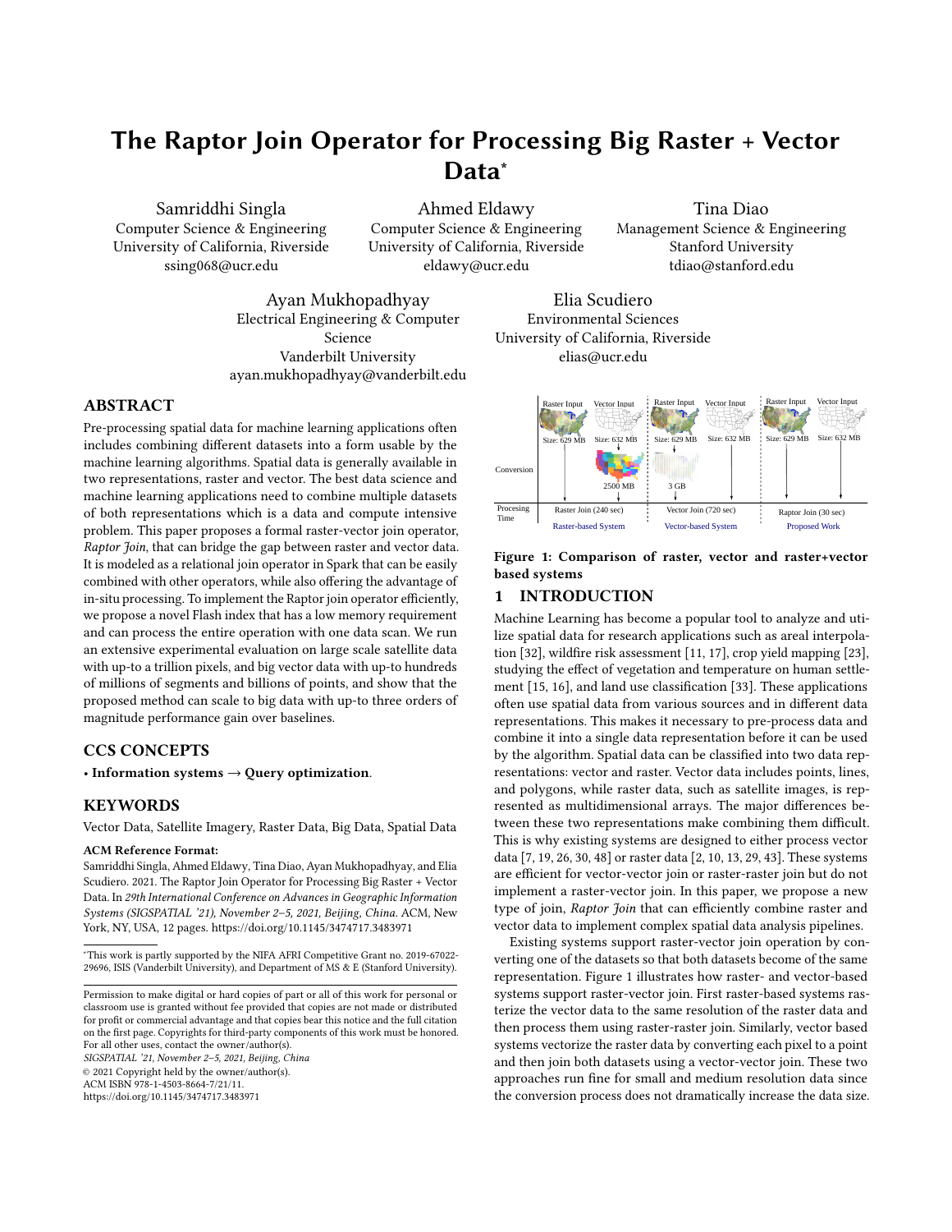# The Raptor Join Operator for Processing Big Raster + Vector Data*

Samriddhi Singla
Computer Science & Engineering
University of California, Riverside
ssing068@ucr.edu

Ahmed Eldawy
Computer Science & Engineering
University of California, Riverside
eldawy@ucr.edu

Tina Diao
Management Science & Engineering
Stanford University
tdiao@stanford.edu

Ayan Mukhopadhyay
Electrical Engineering & Computer Science
Vanderbilt University
ayan.mukhopadhyay@vanderbilt.edu

Elia Scudiero
Environmental Sciences
University of California, Riverside
elias@ucr.edu

## ABSTRACT

Pre-processing spatial data for machine learning applications often includes combining different datasets into a form usable by the machine learning algorithms. Spatial data is generally available in two representations, raster and vector. The best data science and machine learning applications need to combine multiple datasets of both representations which is a data and compute intensive problem. This paper proposes a formal raster-vector join operator, *Raptor Join*, that can bridge the gap between raster and vector data. It is modeled as a relational join operator in Spark that can be easily combined with other operators, while also offering the advantage of in-situ processing. To implement the Raptor join operator efficiently, we propose a novel Flash index that has a low memory requirement and can process the entire operation with one data scan. We run an extensive experimental evaluation on large scale satellite data with up-to a trillion pixels, and big vector data with up-to hundreds of millions of segments and billions of points, and show that the proposed method can scale to big data with up-to three orders of magnitude performance gain over baselines.

## CCS CONCEPTS

• **Information systems** → **Query optimization**.

## KEYWORDS

Vector Data, Satellite Imagery, Raster Data, Big Data, Spatial Data

**ACM Reference Format:**
Samriddhi Singla, Ahmed Eldawy, Tina Diao, Ayan Mukhopadhyay, and Elia Scudiero. 2021. The Raptor Join Operator for Processing Big Raster + Vector Data. In *29th International Conference on Advances in Geographic Information Systems (SIGSPATIAL '21), November 2–5, 2021, Beijing, China.* ACM, New York, NY, USA, 12 pages. https://doi.org/10.1145/3474717.3483971

*This work is partly supported by the NIFA AFRI Competitive Grant no. 2019-67022-29696, ISIS (Vanderbilt University), and Department of MS & E (Stanford University).

Permission to make digital or hard copies of part or all of this work for personal or classroom use is granted without fee provided that copies are not made or distributed for profit or commercial advantage and that copies bear this notice and the full citation on the first page. Copyrights for third-party components of this work must be honored. For all other uses, contact the owner/author(s).
*SIGSPATIAL '21, November 2–5, 2021, Beijing, China*
© 2021 Copyright held by the owner/author(s).
ACM ISBN 978-1-4503-8664-7/21/11.
https://doi.org/10.1145/3474717.3483971

**Figure 1: Comparison of raster, vector and raster+vector based systems**

## 1 INTRODUCTION

Machine Learning has become a popular tool to analyze and utilize spatial data for research applications such as areal interpolation [32], wildfire risk assessment [11, 17], crop yield mapping [23], studying the effect of vegetation and temperature on human settlement [15, 16], and land use classification [33]. These applications often use spatial data from various sources and in different data representations. This makes it necessary to pre-process data and combine it into a single data representation before it can be used by the algorithm. Spatial data can be classified into two data representations: vector and raster. Vector data includes points, lines, and polygons, while raster data, such as satellite images, is represented as multidimensional arrays. The major differences between these two representations make combining them difficult. This is why existing systems are designed to either process vector data [7, 19, 26, 30, 48] or raster data [2, 10, 13, 29, 43]. These systems are efficient for vector-vector join or raster-raster join but do not implement a raster-vector join. In this paper, we propose a new type of join, *Raptor Join* that can efficiently combine raster and vector data to implement complex spatial data analysis pipelines.

Existing systems support raster-vector join operation by converting one of the datasets so that both datasets become of the same representation. Figure 1 illustrates how raster- and vector-based systems support raster-vector join. First raster-based systems rasterize the vector data to the same resolution of the raster data and then process them using raster-raster join. Similarly, vector based systems vectorize the raster data by converting each pixel to a point and then join both datasets using a vector-vector join. These two approaches run fine for small and medium resolution data since the conversion process does not dramatically increase the data size.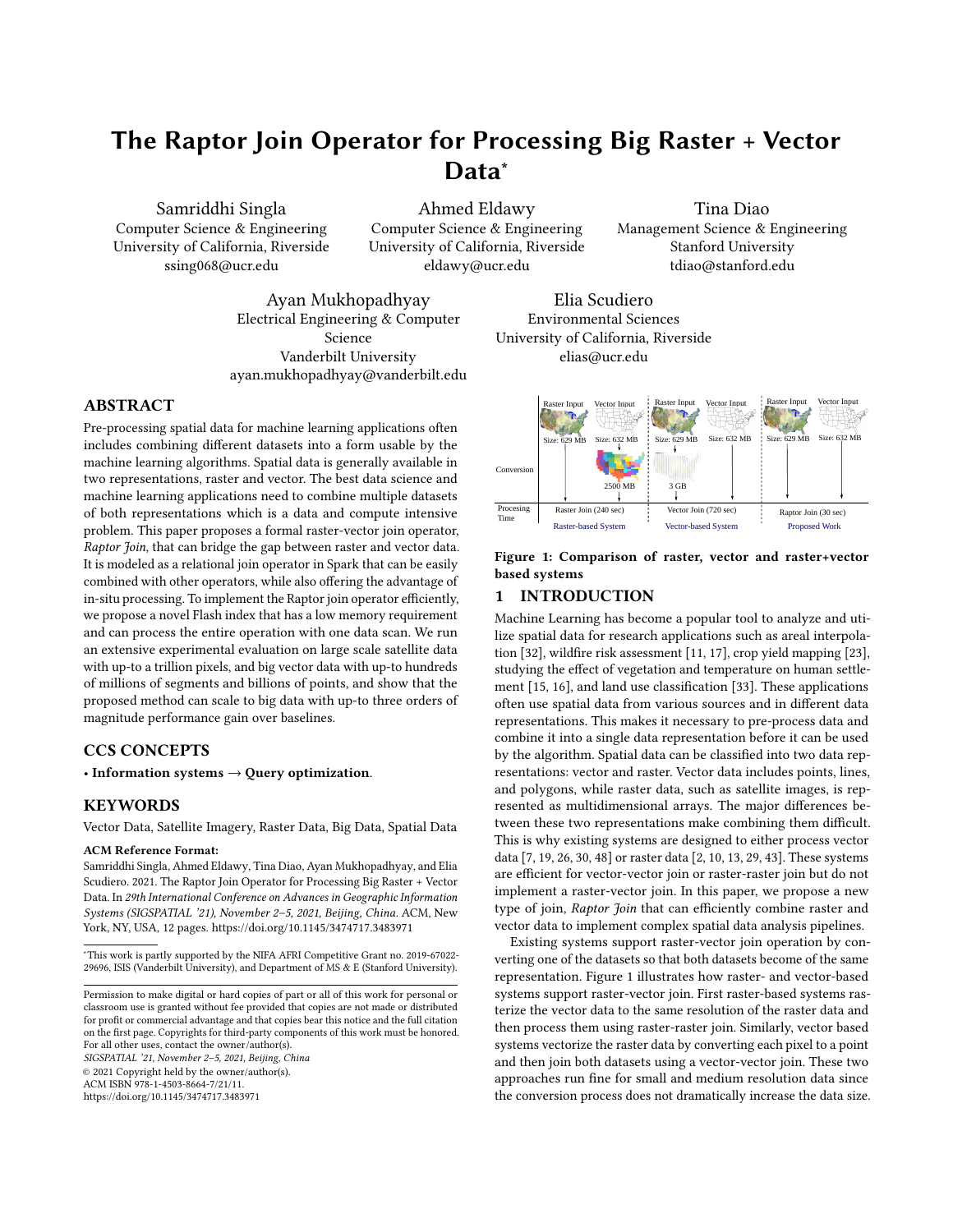# The Raptor Join Operator for Processing Big Raster + Vector Data*

Samriddhi Singla
Computer Science & Engineering
University of California, Riverside
ssing068@ucr.edu

Ahmed Eldawy
Computer Science & Engineering
University of California, Riverside
eldawy@ucr.edu

Tina Diao
Management Science & Engineering
Stanford University
tdiao@stanford.edu

Ayan Mukhopadhyay
Electrical Engineering & Computer Science
Vanderbilt University
ayan.mukhopadhyay@vanderbilt.edu

Elia Scudiero
Environmental Sciences
University of California, Riverside
elias@ucr.edu

## ABSTRACT

Pre-processing spatial data for machine learning applications often includes combining different datasets into a form usable by the machine learning algorithms. Spatial data is generally available in two representations, raster and vector. The best data science and machine learning applications need to combine multiple datasets of both representations which is a data and compute intensive problem. This paper proposes a formal raster-vector join operator, *Raptor Join*, that can bridge the gap between raster and vector data. It is modeled as a relational join operator in Spark that can be easily combined with other operators, while also offering the advantage of in-situ processing. To implement the Raptor join operator efficiently, we propose a novel Flash index that has a low memory requirement and can process the entire operation with one data scan. We run an extensive experimental evaluation on large scale satellite data with up-to a trillion pixels, and big vector data with up-to hundreds of millions of segments and billions of points, and show that the proposed method can scale to big data with up-to three orders of magnitude performance gain over baselines.

## CCS CONCEPTS

• **Information systems → Query optimization**.

## KEYWORDS

Vector Data, Satellite Imagery, Raster Data, Big Data, Spatial Data

**ACM Reference Format:**
Samriddhi Singla, Ahmed Eldawy, Tina Diao, Ayan Mukhopadhyay, and Elia Scudiero. 2021. The Raptor Join Operator for Processing Big Raster + Vector Data. In *29th International Conference on Advances in Geographic Information Systems (SIGSPATIAL '21), November 2–5, 2021, Beijing, China.* ACM, New York, NY, USA, 12 pages. https://doi.org/10.1145/3474717.3483971

*This work is partly supported by the NIFA AFRI Competitive Grant no. 2019-67022-29696, ISIS (Vanderbilt University), and Department of MS & E (Stanford University).

Permission to make digital or hard copies of part or all of this work for personal or classroom use is granted without fee provided that copies are not made or distributed for profit or commercial advantage and that copies bear this notice and the full citation on the first page. Copyrights for third-party components of this work must be honored. For all other uses, contact the owner/author(s).
*SIGSPATIAL '21, November 2–5, 2021, Beijing, China*
© 2021 Copyright held by the owner/author(s).
ACM ISBN 978-1-4503-8664-7/21/11.
https://doi.org/10.1145/3474717.3483971

Figure 1: Comparison of raster, vector and raster+vector based systems

## 1 INTRODUCTION

Machine Learning has become a popular tool to analyze and utilize spatial data for research applications such as areal interpolation [32], wildfire risk assessment [11, 17], crop yield mapping [23], studying the effect of vegetation and temperature on human settlement [15, 16], and land use classification [33]. These applications often use spatial data from various sources and in different data representations. This makes it necessary to pre-process data and combine it into a single data representation before it can be used by the algorithm. Spatial data can be classified into two data representations: vector and raster. Vector data includes points, lines, and polygons, while raster data, such as satellite images, is represented as multidimensional arrays. The major differences between these two representations make combining them difficult. This is why existing systems are designed to either process vector data [7, 19, 26, 30, 48] or raster data [2, 10, 13, 29, 43]. These systems are efficient for vector-vector join or raster-raster join but do not implement a raster-vector join. In this paper, we propose a new type of join, *Raptor Join* that can efficiently combine raster and vector data to implement complex spatial data analysis pipelines.

Existing systems support raster-vector join operation by converting one of the datasets so that both datasets become of the same representation. Figure 1 illustrates how raster- and vector-based systems support raster-vector join. First raster-based systems rasterize the vector data to the same resolution of the raster data and then process them using raster-raster join. Similarly, vector based systems vectorize the raster data by converting each pixel to a point and then join both datasets using a vector-vector join. These two approaches run fine for small and medium resolution data since the conversion process does not dramatically increase the data size.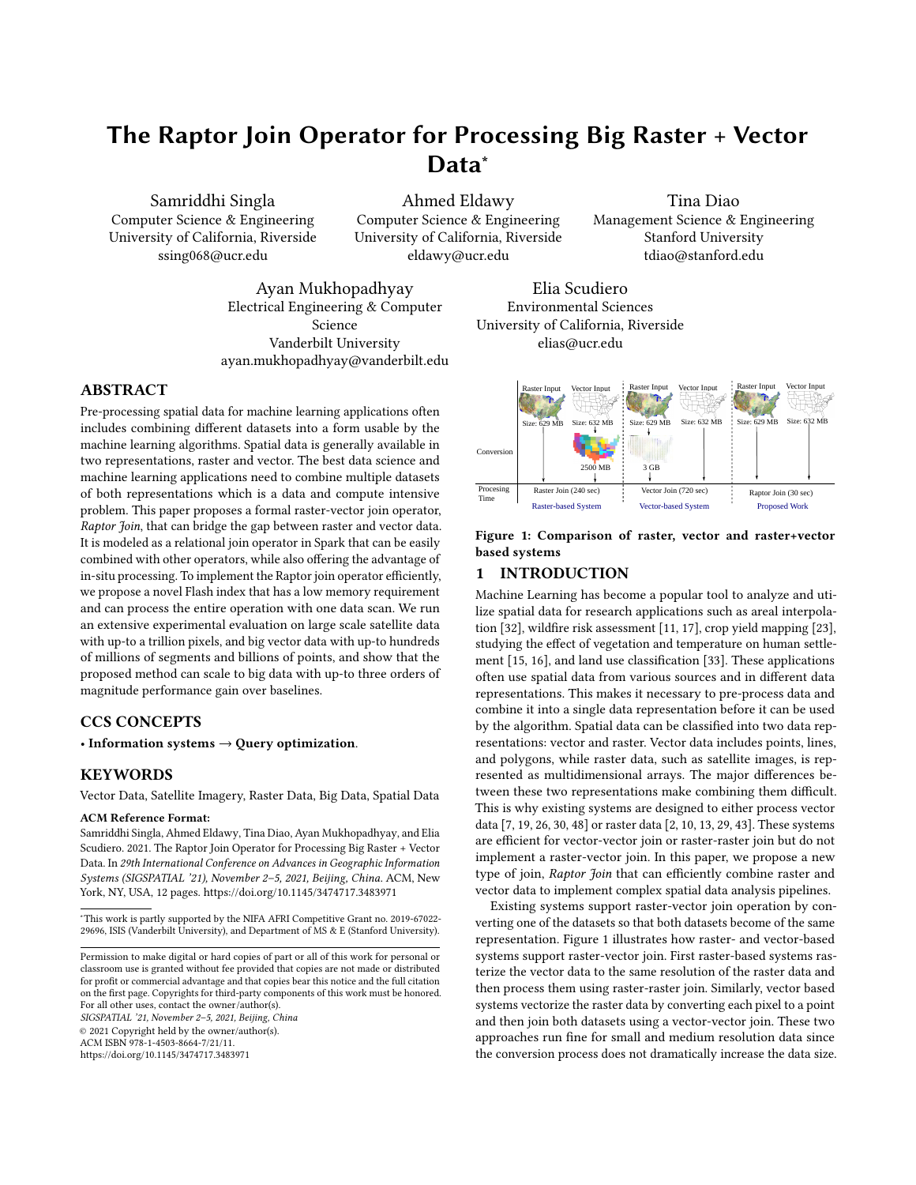# The Raptor Join Operator for Processing Big Raster + Vector Data*

Samriddhi Singla
Computer Science & Engineering
University of California, Riverside
ssing068@ucr.edu

Ahmed Eldawy
Computer Science & Engineering
University of California, Riverside
eldawy@ucr.edu

Tina Diao
Management Science & Engineering
Stanford University
tdiao@stanford.edu

Ayan Mukhopadhyay
Electrical Engineering & Computer Science
Vanderbilt University
ayan.mukhopadhyay@vanderbilt.edu

Elia Scudiero
Environmental Sciences
University of California, Riverside
elias@ucr.edu

## ABSTRACT

Pre-processing spatial data for machine learning applications often includes combining different datasets into a form usable by the machine learning algorithms. Spatial data is generally available in two representations, raster and vector. The best data science and machine learning applications need to combine multiple datasets of both representations which is a data and compute intensive problem. This paper proposes a formal raster-vector join operator, *Raptor Join*, that can bridge the gap between raster and vector data. It is modeled as a relational join operator in Spark that can be easily combined with other operators, while also offering the advantage of in-situ processing. To implement the Raptor join operator efficiently, we propose a novel Flash index that has a low memory requirement and can process the entire operation with one data scan. We run an extensive experimental evaluation on large scale satellite data with up-to a trillion pixels, and big vector data with up-to hundreds of millions of segments and billions of points, and show that the proposed method can scale to big data with up-to three orders of magnitude performance gain over baselines.

## CCS CONCEPTS

• **Information systems** → **Query optimization**.

## KEYWORDS

Vector Data, Satellite Imagery, Raster Data, Big Data, Spatial Data

**ACM Reference Format:**
Samriddhi Singla, Ahmed Eldawy, Tina Diao, Ayan Mukhopadhyay, and Elia Scudiero. 2021. The Raptor Join Operator for Processing Big Raster + Vector Data. In *29th International Conference on Advances in Geographic Information Systems (SIGSPATIAL '21), November 2–5, 2021, Beijing, China.* ACM, New York, NY, USA, 12 pages. https://doi.org/10.1145/3474717.3483971

*This work is partly supported by the NIFA AFRI Competitive Grant no. 2019-67022-29696, ISIS (Vanderbilt University), and Department of MS & E (Stanford University).

Permission to make digital or hard copies of part or all of this work for personal or classroom use is granted without fee provided that copies are not made or distributed for profit or commercial advantage and that copies bear this notice and the full citation on the first page. Copyrights for third-party components of this work must be honored. For all other uses, contact the owner/author(s).
*SIGSPATIAL '21, November 2–5, 2021, Beijing, China*
© 2021 Copyright held by the owner/author(s).
ACM ISBN 978-1-4503-8664-7/21/11.
https://doi.org/10.1145/3474717.3483971

Raster Input
Vector Input
Size: 629 MB
Size: 632 MB
Conversion
2500 MB
3 GB
Procesing Time
Raster Join (240 sec)
Raster-based System
Vector Join (720 sec)
Vector-based System
Raptor Join (30 sec)
Proposed Work

**Figure 1: Comparison of raster, vector and raster+vector based systems**

## 1 INTRODUCTION

Machine Learning has become a popular tool to analyze and utilize spatial data for research applications such as areal interpolation [32], wildfire risk assessment [11, 17], crop yield mapping [23], studying the effect of vegetation and temperature on human settlement [15, 16], and land use classification [33]. These applications often use spatial data from various sources and in different data representations. This makes it necessary to pre-process data and combine it into a single data representation before it can be used by the algorithm. Spatial data can be classified into two data representations: vector and raster. Vector data includes points, lines, and polygons, while raster data, such as satellite images, is represented as multidimensional arrays. The major differences between these two representations make combining them difficult. This is why existing systems are designed to either process vector data [7, 19, 26, 30, 48] or raster data [2, 10, 13, 29, 43]. These systems are efficient for vector-vector join or raster-raster join but do not implement a raster-vector join. In this paper, we propose a new type of join, *Raptor Join* that can efficiently combine raster and vector data to implement complex spatial data analysis pipelines.

Existing systems support raster-vector join operation by converting one of the datasets so that both datasets become of the same representation. Figure 1 illustrates how raster- and vector-based systems support raster-vector join. First raster-based systems rasterize the vector data to the same resolution of the raster data and then process them using raster-raster join. Similarly, vector based systems vectorize the raster data by converting each pixel to a point and then join both datasets using a vector-vector join. These two approaches run fine for small and medium resolution data since the conversion process does not dramatically increase the data size.